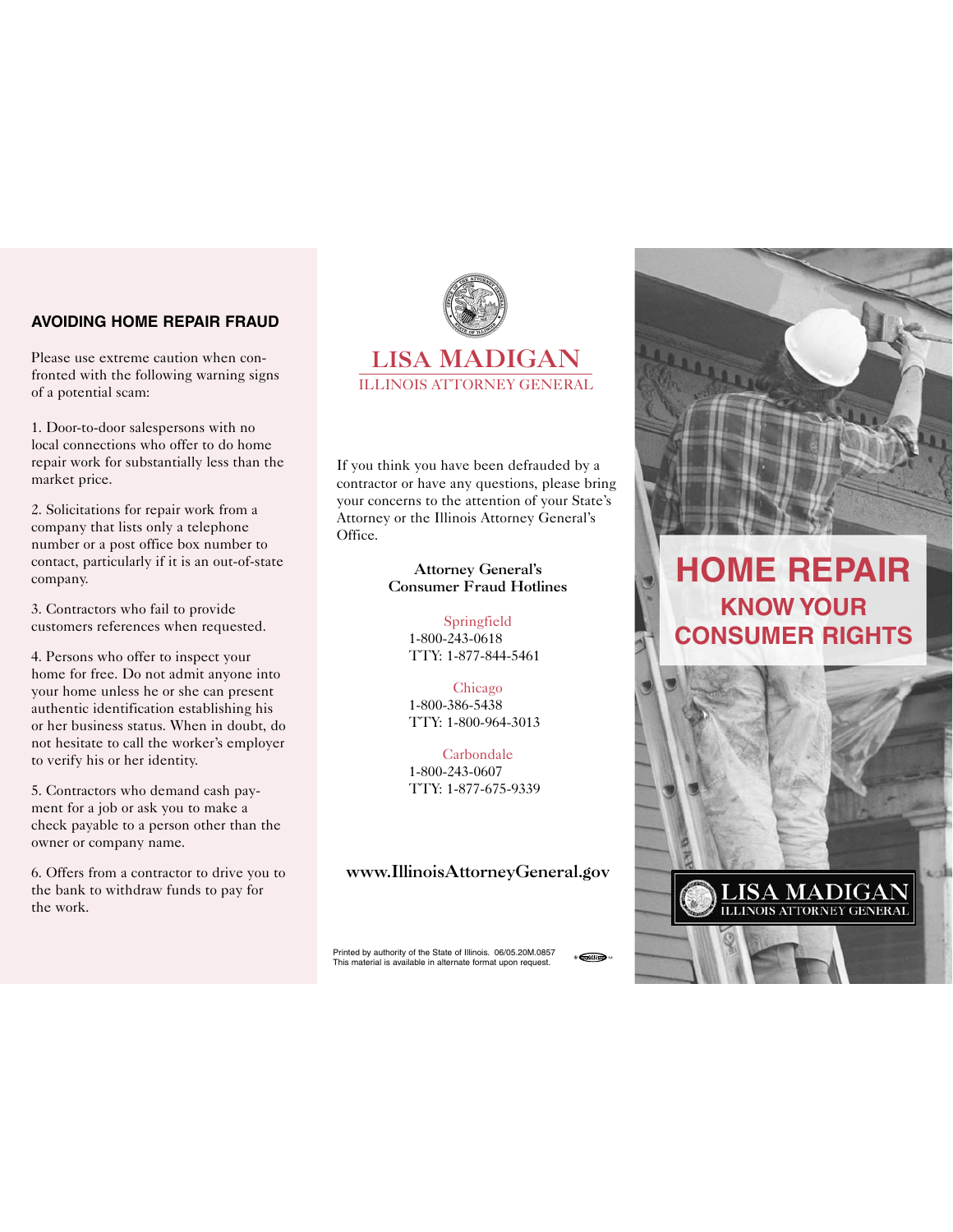## AVOIDING HOME REPAIR FRAUD

Please use extreme caution when confronted with the following warning signs of a potential scam:

1. Door-to-door salespersons with no local connections who offer to do home repair work for substantially less than the market price.

2. Solicitations for repair work from a company that lists only a telephone number or a post office box number to contact, particularly if it is an out-of-state company.

3. Contractors who fail to provide customers references when requested.

4. Persons who offer to inspect your home for free. Do not admit anyone into your home unless he or she can present authentic identification establishing his or her business status. When in doubt, do not hesitate to call the worker's employer to verify his or her identity.

5. Contractors who demand cash payment for a job or ask you to make a check payable to a person other than the owner or company name.

6. Offers from a contractor to drive you to the bank to withdraw funds to pay for the work.

LISA MADIGAN
ILLINOIS ATTORNEY GENERAL

If you think you have been defrauded by a contractor or have any questions, please bring your concerns to the attention of your State's Attorney or the Illinois Attorney General's Office.

**Attorney General's Consumer Fraud Hotlines**

Springfield
1-800-243-0618
TTY: 1-877-844-5461

Chicago
1-800-386-5438
TTY: 1-800-964-3013

Carbondale
1-800-243-0607
TTY: 1-877-675-9339

**www.IllinoisAttorneyGeneral.gov**

Printed by authority of the State of Illinois. 06/05.20M.0857
This material is available in alternate format upon request.

# HOME REPAIR
## KNOW YOUR CONSUMER RIGHTS

LISA MADIGAN
ILLINOIS ATTORNEY GENERAL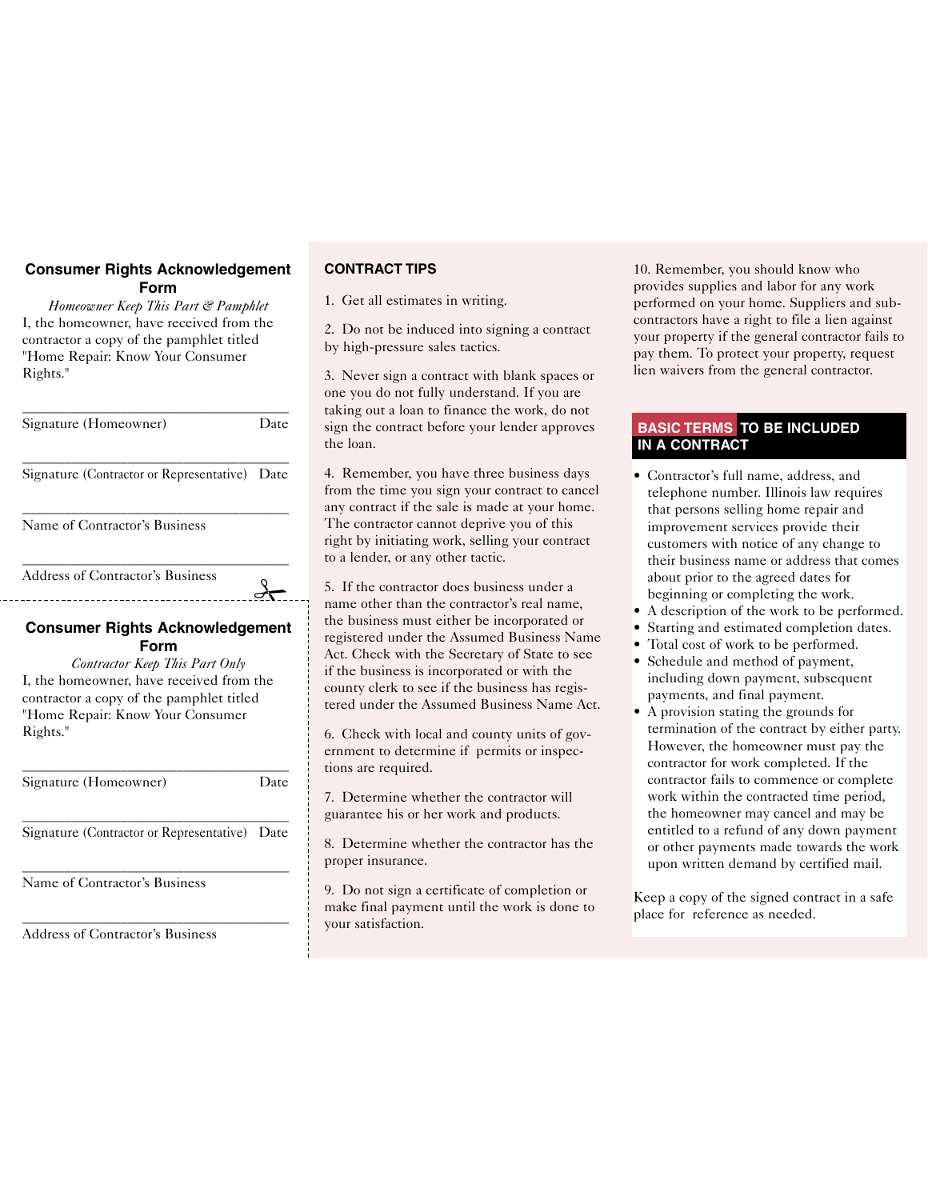## Consumer Rights Acknowledgement Form

*Homeowner Keep This Part & Pamphlet*

I, the homeowner, have received from the contractor a copy of the pamphlet titled "Home Repair: Know Your Consumer Rights."

______________________________

Signature (Homeowner) Date

______________________________

Signature (Contractor or Representative) Date

______________________________

Name of Contractor's Business

______________________________

Address of Contractor's Business

## Consumer Rights Acknowledgement Form

*Contractor Keep This Part Only*

I, the homeowner, have received from the contractor a copy of the pamphlet titled "Home Repair: Know Your Consumer Rights."

______________________________

Signature (Homeowner) Date

______________________________

Signature (Contractor or Representative) Date

______________________________

Name of Contractor's Business

______________________________

Address of Contractor's Business

## CONTRACT TIPS

1. Get all estimates in writing.

2. Do not be induced into signing a contract by high-pressure sales tactics.

3. Never sign a contract with blank spaces or one you do not fully understand. If you are taking out a loan to finance the work, do not sign the contract before your lender approves the loan.

4. Remember, you have three business days from the time you sign your contract to cancel any contract if the sale is made at your home. The contractor cannot deprive you of this right by initiating work, selling your contract to a lender, or any other tactic.

5. If the contractor does business under a name other than the contractor's real name, the business must either be incorporated or registered under the Assumed Business Name Act. Check with the Secretary of State to see if the business is incorporated or with the county clerk to see if the business has registered under the Assumed Business Name Act.

6. Check with local and county units of government to determine if permits or inspections are required.

7. Determine whether the contractor will guarantee his or her work and products.

8. Determine whether the contractor has the proper insurance.

9. Do not sign a certificate of completion or make final payment until the work is done to your satisfaction.

10. Remember, you should know who provides supplies and labor for any work performed on your home. Suppliers and subcontractors have a right to file a lien against your property if the general contractor fails to pay them. To protect your property, request lien waivers from the general contractor.

## BASIC TERMS TO BE INCLUDED IN A CONTRACT

- Contractor's full name, address, and telephone number. Illinois law requires that persons selling home repair and improvement services provide their customers with notice of any change to their business name or address that comes about prior to the agreed dates for beginning or completing the work.
- A description of the work to be performed.
- Starting and estimated completion dates.
- Total cost of work to be performed.
- Schedule and method of payment, including down payment, subsequent payments, and final payment.
- A provision stating the grounds for termination of the contract by either party. However, the homeowner must pay the contractor for work completed. If the contractor fails to commence or complete work within the contracted time period, the homeowner may cancel and may be entitled to a refund of any down payment or other payments made towards the work upon written demand by certified mail.

Keep a copy of the signed contract in a safe place for reference as needed.